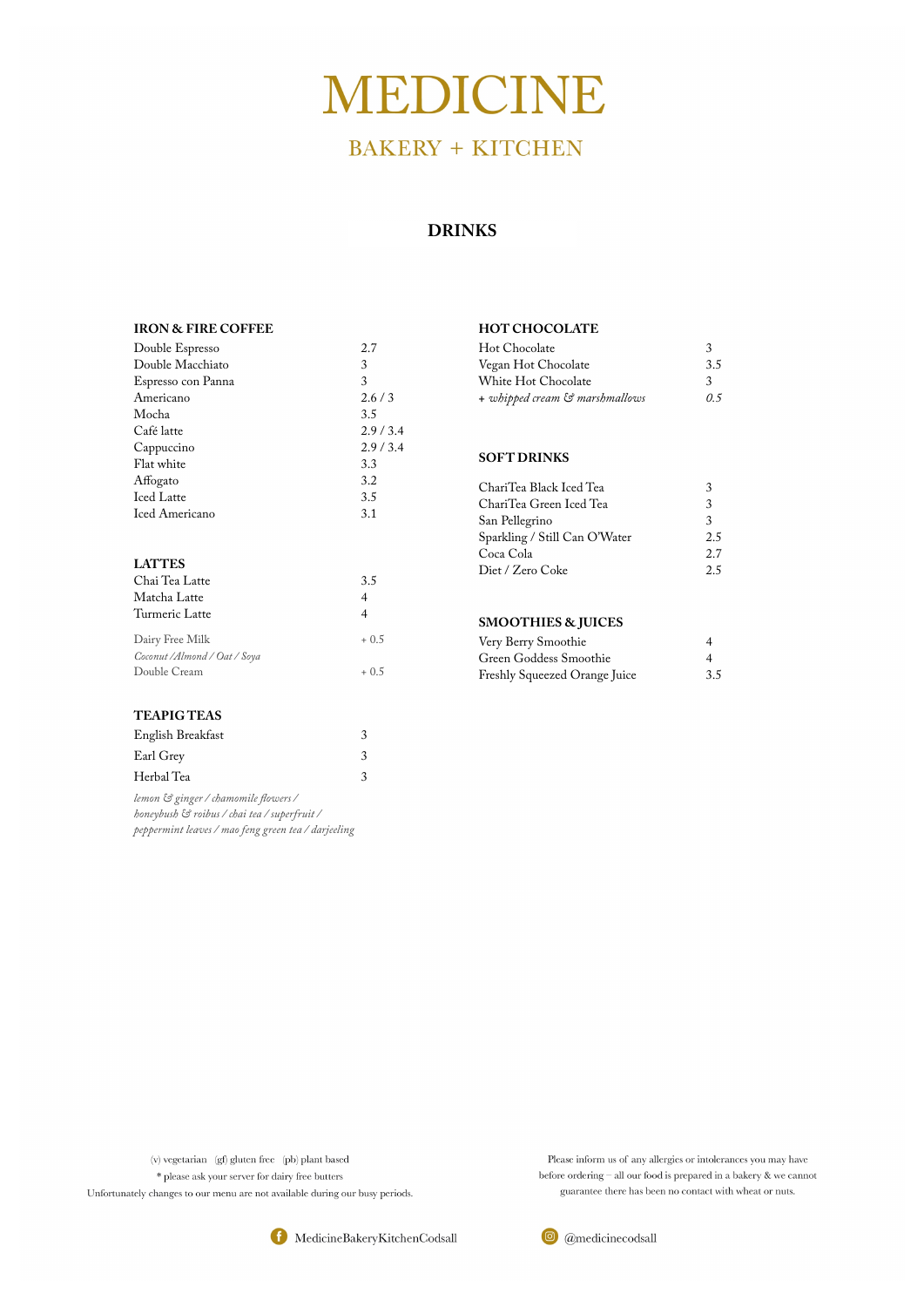# MEDICINE

## BAKERY + KITCHEN

## DRINKS

### IRON & FIRE COFFEE

| Item | Price |
|---|---|
| Double Espresso | 2.7 |
| Double Macchiato | 3 |
| Espresso con Panna | 3 |
| Americano | 2.6 / 3 |
| Mocha | 3.5 |
| Café latte | 2.9 / 3.4 |
| Cappuccino | 2.9 / 3.4 |
| Flat white | 3.3 |
| Affogato | 3.2 |
| Iced Latte | 3.5 |
| Iced Americano | 3.1 |

### LATTES

| Item | Price |
|---|---|
| Chai Tea Latte | 3.5 |
| Matcha Latte | 4 |
| Turmeric Latte | 4 |
| Dairy Free Milk | + 0.5 |
| *Coconut /Almond / Oat / Soya* | |
| Double Cream | + 0.5 |

### TEAPIG TEAS

| Item | Price |
|---|---|
| English Breakfast | 3 |
| Earl Grey | 3 |
| Herbal Tea | 3 |

*lemon & ginger / chamomile flowers / honeybush & roibus / chai tea / superfruit / peppermint leaves / mao feng green tea / darjeeling*

### HOT CHOCOLATE

| Item | Price |
|---|---|
| Hot Chocolate | 3 |
| Vegan Hot Chocolate | 3.5 |
| White Hot Chocolate | 3 |
| *+ whipped cream & marshmallows* | *0.5* |

### SOFT DRINKS

| Item | Price |
|---|---|
| ChariTea Black Iced Tea | 3 |
| ChariTea Green Iced Tea | 3 |
| San Pellegrino | 3 |
| Sparkling / Still Can O'Water | 2.5 |
| Coca Cola | 2.7 |
| Diet / Zero Coke | 2.5 |

### SMOOTHIES & JUICES

| Item | Price |
|---|---|
| Very Berry Smoothie | 4 |
| Green Goddess Smoothie | 4 |
| Freshly Squeezed Orange Juice | 3.5 |

(v) vegetarian (gf) gluten free (pb) plant based
* please ask your server for dairy free butters
Unfortunately changes to our menu are not available during our busy periods.

Please inform us of any allergies or intolerances you may have before ordering – all our food is prepared in a bakery & we cannot guarantee there has been no contact with wheat or nuts.

MedicineBakeryKitchenCodsall    @medicinecodsall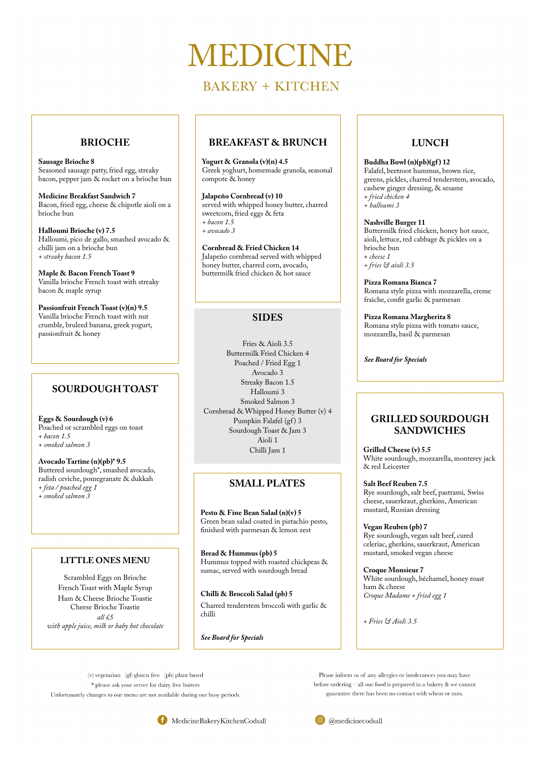# MEDICINE

## BAKERY + KITCHEN

## BRIOCHE

**Sausage Brioche 8**
Seasoned sausage patty, fried egg, streaky bacon, pepper jam & rocket on a brioche bun

**Medicine Breakfast Sandwich 7**
Bacon, fried egg, cheese & chipotle aioli on a brioche bun

**Halloumi Brioche (v) 7.5**
Halloumi, pico de gallo, smashed avocado & chilli jam on a brioche bun
*+ streaky bacon 1.5*

**Maple & Bacon French Toast 9**
Vanilla brioche French toast with streaky bacon & maple syrup

**Passionfruit French Toast (v)(n) 9.5**
Vanilla brioche French toast with nut crumble, bruleed banana, greek yogurt, passionfruit & honey

## SOURDOUGH TOAST

**Eggs & Sourdough (v) 6**
Poached or scrambled eggs on toast
*+ bacon 1.5*
*+ smoked salmon 3*

**Avocado Tartine (n)(pb)* 9.5**
Buttered sourdough*, smashed avocado, radish ceviche, pomegranate & dukkah
*+ feta / poached egg 1*
*+ smoked salmon 3*

## LITTLE ONES MENU

Scrambled Eggs on Brioche
French Toast with Maple Syrup
Ham & Cheese Brioche Toastie
Cheese Brioche Toastie
*all £5*
*with apple juice, milk or baby hot chocolate*

## BREAKFAST & BRUNCH

**Yogurt & Granola (v)(n) 4.5**
Greek yoghurt, homemade granola, seasonal compote & honey

**Jalapeño Cornbread (v) 10**
served with whipped honey butter, charred sweetcorn, fried eggs & feta
*+ bacon 1.5*
*+ avocado 3*

**Cornbread & Fried Chicken 14**
Jalapeño cornbread served with whipped honey butter, charred corn, avocado, buttermilk fried chicken & hot sauce

## SIDES

Fries & Aioli 3.5
Buttermilk Fried Chicken 4
Poached / Fried Egg 1
Avocado 3
Streaky Bacon 1.5
Halloumi 3
Smoked Salmon 3
Cornbread & Whipped Honey Butter (v) 4
Pumpkin Falafel (gf) 3
Sourdough Toast & Jam 3
Aioli 1
Chilli Jam 1

## SMALL PLATES

**Pesto & Fine Bean Salad (n)(v) 5**
Green bean salad coated in pistachio pesto, finished with parmesan & lemon zest

**Bread & Hummus (pb) 5**
Hummus topped with roasted chickpeas & sumac, served with sourdough bread

**Chilli & Broccoli Salad (pb) 5**
Charred tenderstem broccoli with garlic & chilli

***See Board for Specials***

## LUNCH

**Buddha Bowl (n)(pb)(gf) 12**
Falafel, beetroot hummus, brown rice, greens, pickles, charred tenderstem, avocado, cashew ginger dressing, & sesame
*+ fried chicken 4*
*+ halloumi 3*

**Nashville Burger 11**
Buttermilk fried chicken, honey hot sauce, aioli, lettuce, red cabbage & pickles on a brioche bun
*+ cheese 1*
*+ fries & aioli 3.5*

**Pizza Romana Bianca 7**
Romana style pizza with mozzarella, creme fraiche, confit garlic & parmesan

**Pizza Romana Margherita 8**
Romana style pizza with tomato sauce, mozzarella, basil & parmesan

***See Board for Specials***

## GRILLED SOURDOUGH SANDWICHES

**Grilled Cheese (v) 5.5**
White sourdough, mozzarella, monterey jack & red Leicester

**Salt Beef Reuben 7.5**
Rye sourdough, salt beef, pastrami, Swiss cheese, sauerkraut, gherkins, American mustard, Russian dressing

**Vegan Reuben (pb) 7**
Rye sourdough, vegan salt beef, cured celeriac, gherkins, sauerkraut, American mustard, smoked vegan cheese

**Croque Monsieur 7**
White sourdough, béchamel, honey roast ham & cheese
*Croque Madame + fried egg 1*

*+ Fries & Aioli 3.5*

---

(v) vegetarian (gf) gluten free (pb) plant based
* please ask your server for dairy free butters
Unfortunately changes to our menu are not available during our busy periods.

Please inform us of any allergies or intolerances you may have before ordering – all our food is prepared in a bakery & we cannot guarantee there has been no contact with wheat or nuts.

MedicineBakeryKitchenCodsall

@medicinecodsall